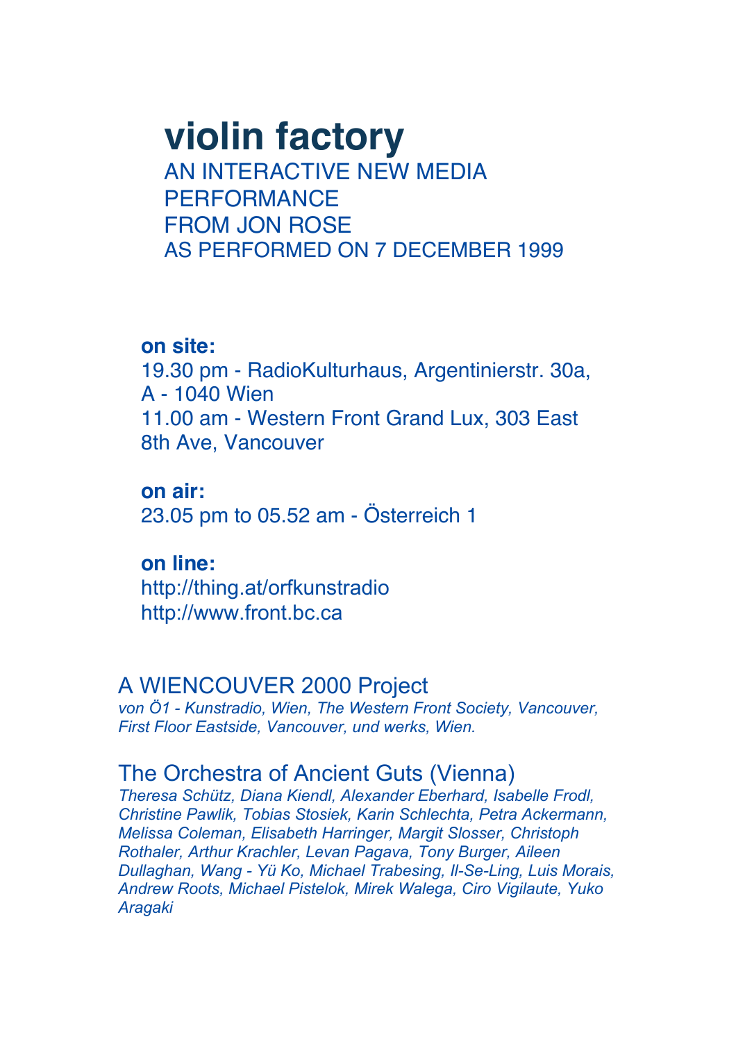# violin factory

AN INTERACTIVE NEW MEDIA PERFORMANCE
FROM JON ROSE
AS PERFORMED ON 7 DECEMBER 1999

**on site:**
19.30 pm - RadioKulturhaus, Argentinierstr. 30a, A - 1040 Wien
11.00 am - Western Front Grand Lux, 303 East 8th Ave, Vancouver

**on air:**
23.05 pm to 05.52 am - Österreich 1

**on line:**
http://thing.at/orfkunstradio
http://www.front.bc.ca

## A WIENCOUVER 2000 Project

*von Ö1 - Kunstradio, Wien, The Western Front Society, Vancouver, First Floor Eastside, Vancouver, und werks, Wien.*

## The Orchestra of Ancient Guts (Vienna)

*Theresa Schütz, Diana Kiendl, Alexander Eberhard, Isabelle Frodl, Christine Pawlik, Tobias Stosiek, Karin Schlechta, Petra Ackermann, Melissa Coleman, Elisabeth Harringer, Margit Slosser, Christoph Rothaler, Arthur Krachler, Levan Pagava, Tony Burger, Aileen Dullaghan, Wang - Yü Ko, Michael Trabesing, Il-Se-Ling, Luis Morais, Andrew Roots, Michael Pistelok, Mirek Walega, Ciro Vigilaute, Yuko Aragaki*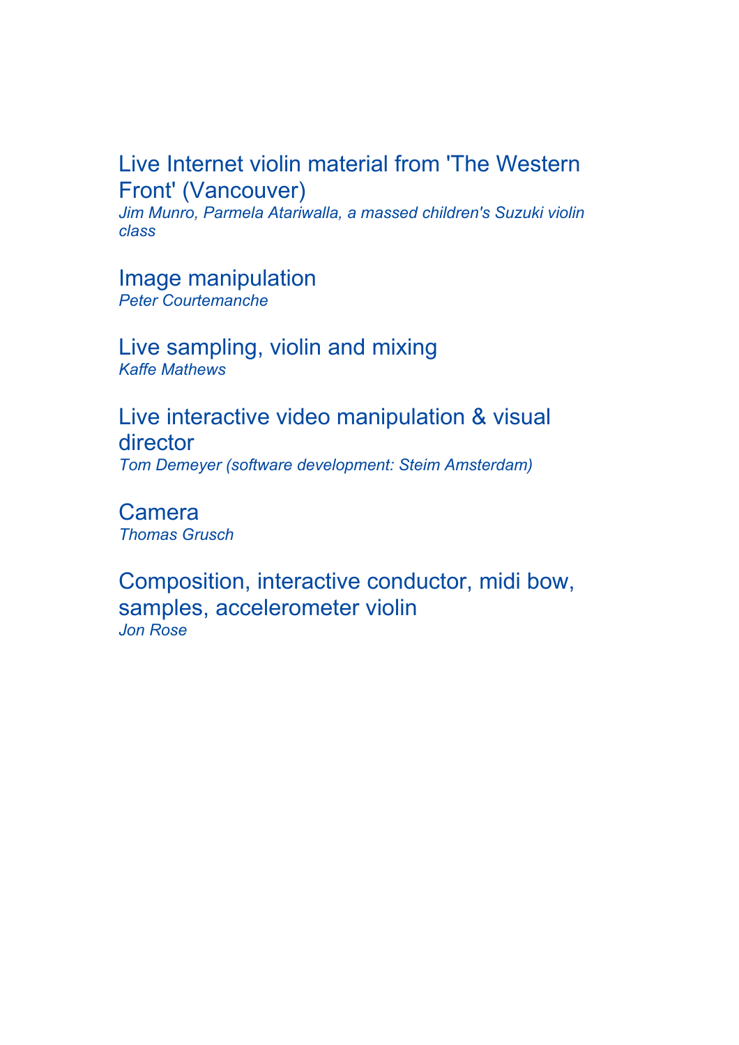Live Internet violin material from 'The Western Front' (Vancouver)
*Jim Munro, Parmela Atariwalla, a massed children's Suzuki violin class*

Image manipulation
*Peter Courtemanche*

Live sampling, violin and mixing
*Kaffe Mathews*

Live interactive video manipulation & visual director
*Tom Demeyer (software development: Steim Amsterdam)*

Camera
*Thomas Grusch*

Composition, interactive conductor, midi bow, samples, accelerometer violin
*Jon Rose*